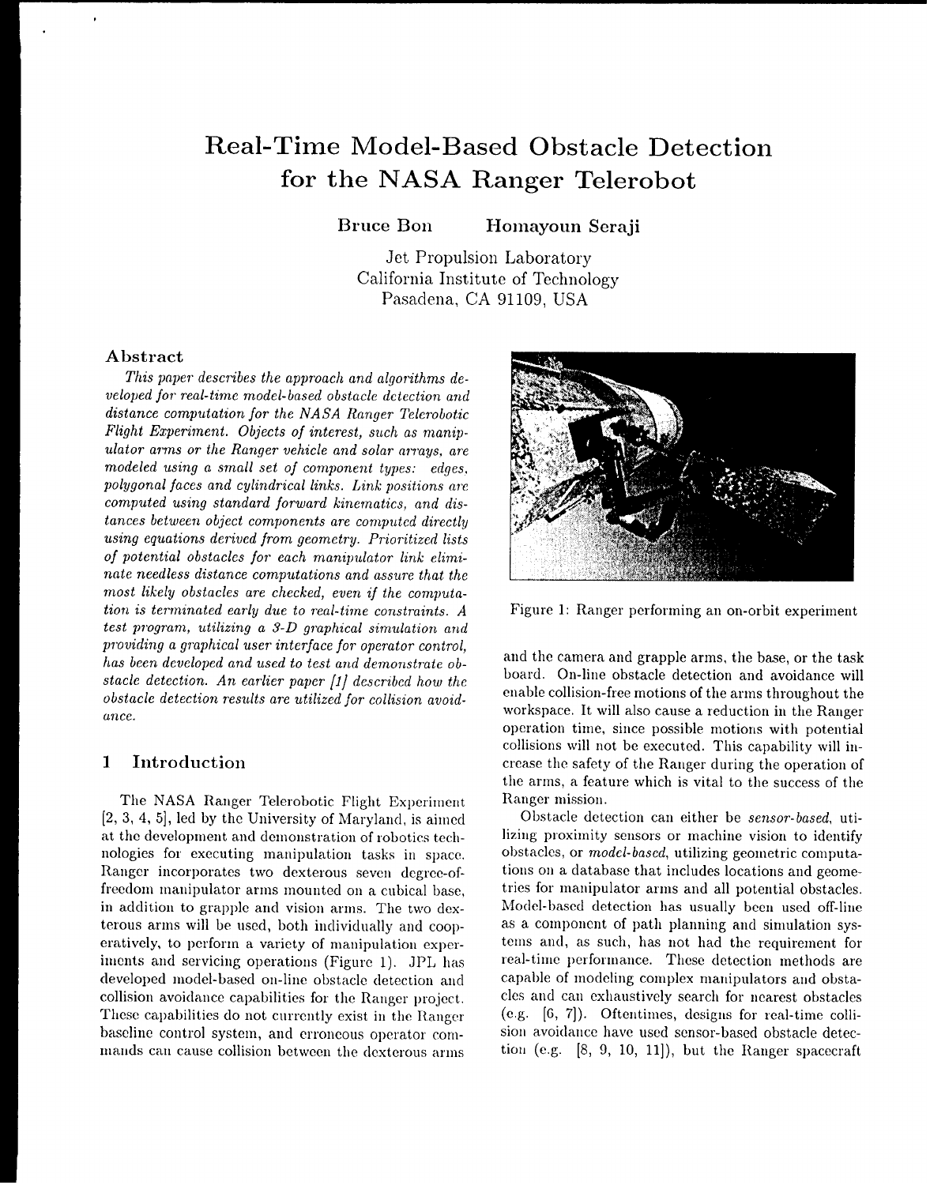# Real-Time Model-Based Obstacle Detection for the NASA Ranger Telerobot

**Bruce Bon** **Homayoun Seraji**

Jet Propulsion Laboratory
California Institute of Technology
Pasadena, CA 91109, USA

### Abstract

*This paper describes the approach and algorithms developed for real-time model-based obstacle detection and distance computation for the NASA Ranger Telerobotic Flight Experiment. Objects of interest, such as manipulator arms or the Ranger vehicle and solar arrays, are modeled using a small set of component types: edges, polygonal faces and cylindrical links. Link positions are computed using standard forward kinematics, and distances between object components are computed directly using equations derived from geometry. Prioritized lists of potential obstacles for each manipulator link eliminate needless distance computations and assure that the most likely obstacles are checked, even if the computation is terminated early due to real-time constraints. A test program, utilizing a 3-D graphical simulation and providing a graphical user interface for operator control, has been developed and used to test and demonstrate obstacle detection. An earlier paper [1] described how the obstacle detection results are utilized for collision avoidance.*

## 1 Introduction

The NASA Ranger Telerobotic Flight Experiment [2, 3, 4, 5], led by the University of Maryland, is aimed at the development and demonstration of robotics technologies for executing manipulation tasks in space. Ranger incorporates two dexterous seven degree-of-freedom manipulator arms mounted on a cubical base, in addition to grapple and vision arms. The two dexterous arms will be used, both individually and cooperatively, to perform a variety of manipulation experiments and servicing operations (Figure 1). JPL has developed model-based on-line obstacle detection and collision avoidance capabilities for the Ranger project. These capabilities do not currently exist in the Ranger baseline control system, and erroneous operator commands can cause collision between the dexterous arms and the camera and grapple arms, the base, or the task board. On-line obstacle detection and avoidance will enable collision-free motions of the arms throughout the workspace. It will also cause a reduction in the Ranger operation time, since possible motions with potential collisions will not be executed. This capability will increase the safety of the Ranger during the operation of the arms, a feature which is vital to the success of the Ranger mission.

Figure 1: Ranger performing an on-orbit experiment

Obstacle detection can either be *sensor-based*, utilizing proximity sensors or machine vision to identify obstacles, or *model-based*, utilizing geometric computations on a database that includes locations and geometries for manipulator arms and all potential obstacles. Model-based detection has usually been used off-line as a component of path planning and simulation systems and, as such, has not had the requirement for real-time performance. These detection methods are capable of modeling complex manipulators and obstacles and can exhaustively search for nearest obstacles (e.g. [6, 7]). Oftentimes, designs for real-time collision avoidance have used sensor-based obstacle detection (e.g. [8, 9, 10, 11]), but the Ranger spacecraft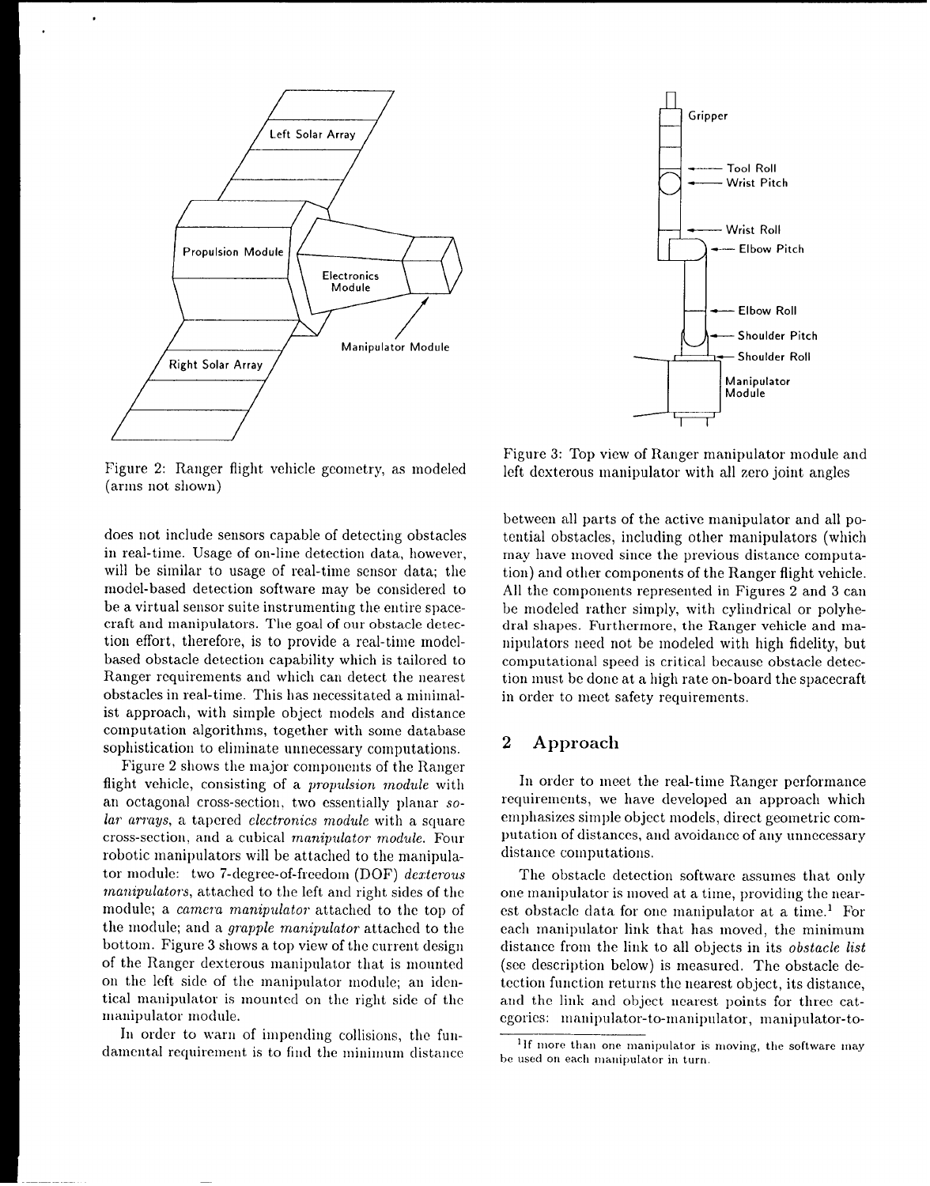Figure 2: Ranger flight vehicle geometry, as modeled (arms not shown)

Figure 3: Top view of Ranger manipulator module and left dexterous manipulator with all zero joint angles

does not include sensors capable of detecting obstacles in real-time. Usage of on-line detection data, however, will be similar to usage of real-time sensor data; the model-based detection software may be considered to be a virtual sensor suite instrumenting the entire spacecraft and manipulators. The goal of our obstacle detection effort, therefore, is to provide a real-time model-based obstacle detection capability which is tailored to Ranger requirements and which can detect the nearest obstacles in real-time. This has necessitated a minimalist approach, with simple object models and distance computation algorithms, together with some database sophistication to eliminate unnecessary computations.

Figure 2 shows the major components of the Ranger flight vehicle, consisting of a *propulsion module* with an octagonal cross-section, two essentially planar *solar arrays*, a tapered *electronics module* with a square cross-section, and a cubical *manipulator module*. Four robotic manipulators will be attached to the manipulator module: two 7-degree-of-freedom (DOF) *dexterous manipulators*, attached to the left and right sides of the module; a *camera manipulator* attached to the top of the module; and a *grapple manipulator* attached to the bottom. Figure 3 shows a top view of the current design of the Ranger dexterous manipulator that is mounted on the left side of the manipulator module; an identical manipulator is mounted on the right side of the manipulator module.

In order to warn of impending collisions, the fundamental requirement is to find the minimum distance between all parts of the active manipulator and all potential obstacles, including other manipulators (which may have moved since the previous distance computation) and other components of the Ranger flight vehicle. All the components represented in Figures 2 and 3 can be modeled rather simply, with cylindrical or polyhedral shapes. Furthermore, the Ranger vehicle and manipulators need not be modeled with high fidelity, but computational speed is critical because obstacle detection must be done at a high rate on-board the spacecraft in order to meet safety requirements.

## 2 Approach

In order to meet the real-time Ranger performance requirements, we have developed an approach which emphasizes simple object models, direct geometric computation of distances, and avoidance of any unnecessary distance computations.

The obstacle detection software assumes that only one manipulator is moved at a time, providing the nearest obstacle data for one manipulator at a time.[1] For each manipulator link that has moved, the minimum distance from the link to all objects in its *obstacle list* (see description below) is measured. The obstacle detection function returns the nearest object, its distance, and the link and object nearest points for three categories: manipulator-to-manipulator, manipulator-to-

[1] If more than one manipulator is moving, the software may be used on each manipulator in turn.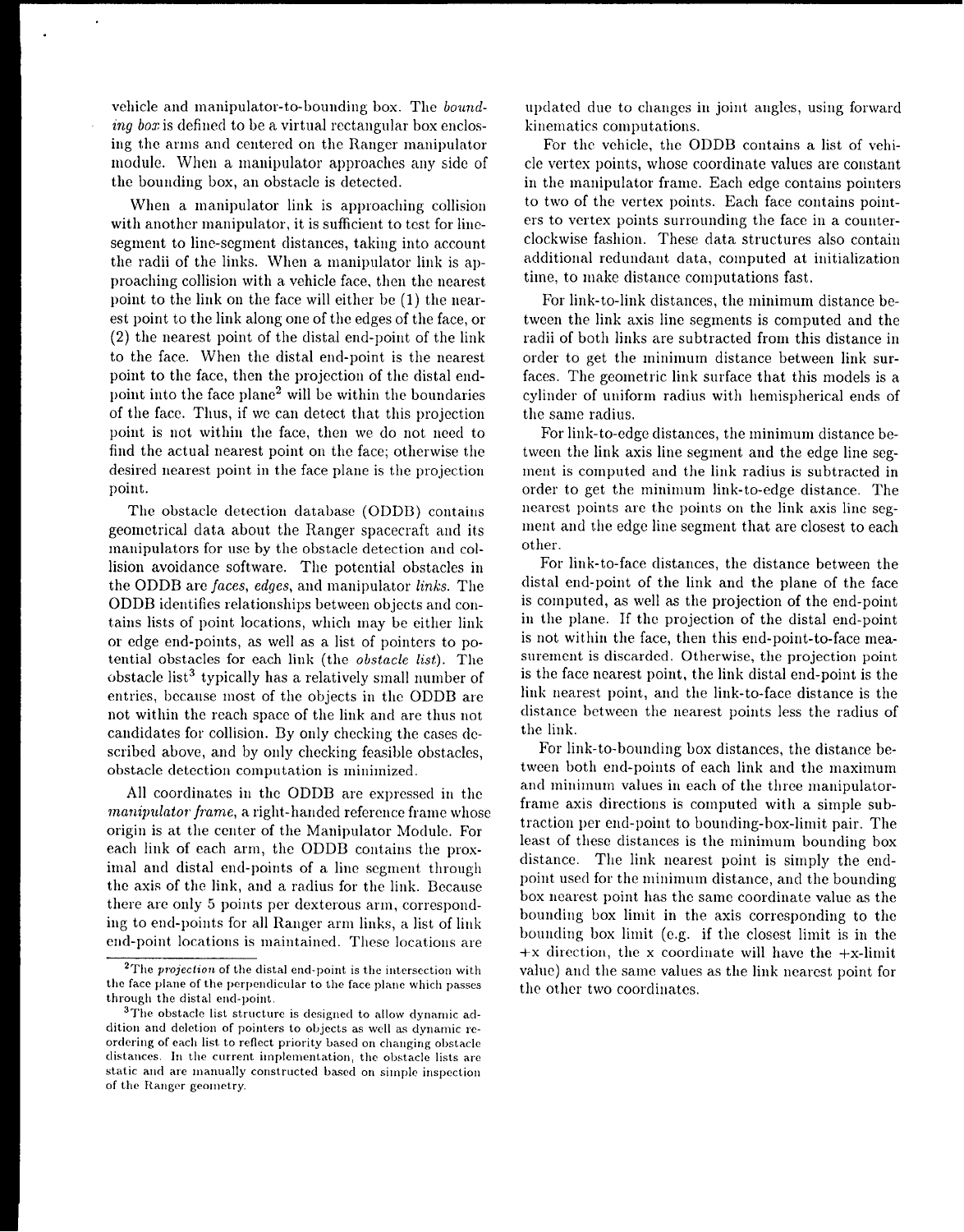vehicle and manipulator-to-bounding box. The *bounding box* is defined to be a virtual rectangular box enclosing the arms and centered on the Ranger manipulator module. When a manipulator approaches any side of the bounding box, an obstacle is detected.

When a manipulator link is approaching collision with another manipulator, it is sufficient to test for line-segment to line-segment distances, taking into account the radii of the links. When a manipulator link is approaching collision with a vehicle face, then the nearest point to the link on the face will either be (1) the nearest point to the link along one of the edges of the face, or (2) the nearest point of the distal end-point of the link to the face. When the distal end-point is the nearest point to the face, then the projection of the distal end-point into the face plane[2] will be within the boundaries of the face. Thus, if we can detect that this projection point is not within the face, then we do not need to find the actual nearest point on the face; otherwise the desired nearest point in the face plane is the projection point.

The obstacle detection database (ODDB) contains geometrical data about the Ranger spacecraft and its manipulators for use by the obstacle detection and collision avoidance software. The potential obstacles in the ODDB are *faces*, *edges*, and manipulator *links*. The ODDB identifies relationships between objects and contains lists of point locations, which may be either link or edge end-points, as well as a list of pointers to potential obstacles for each link (the *obstacle list*). The obstacle list[3] typically has a relatively small number of entries, because most of the objects in the ODDB are not within the reach space of the link and are thus not candidates for collision. By only checking the cases described above, and by only checking feasible obstacles, obstacle detection computation is minimized.

All coordinates in the ODDB are expressed in the *manipulator frame*, a right-handed reference frame whose origin is at the center of the Manipulator Module. For each link of each arm, the ODDB contains the proximal and distal end-points of a line segment through the axis of the link, and a radius for the link. Because there are only 5 points per dexterous arm, corresponding to end-points for all Ranger arm links, a list of link end-point locations is maintained. These locations are updated due to changes in joint angles, using forward kinematics computations.

For the vehicle, the ODDB contains a list of vehicle vertex points, whose coordinate values are constant in the manipulator frame. Each edge contains pointers to two of the vertex points. Each face contains pointers to vertex points surrounding the face in a counter-clockwise fashion. These data structures also contain additional redundant data, computed at initialization time, to make distance computations fast.

For link-to-link distances, the minimum distance between the link axis line segments is computed and the radii of both links are subtracted from this distance in order to get the minimum distance between link surfaces. The geometric link surface that this models is a cylinder of uniform radius with hemispherical ends of the same radius.

For link-to-edge distances, the minimum distance between the link axis line segment and the edge line segment is computed and the link radius is subtracted in order to get the minimum link-to-edge distance. The nearest points are the points on the link axis line segment and the edge line segment that are closest to each other.

For link-to-face distances, the distance between the distal end-point of the link and the plane of the face is computed, as well as the projection of the end-point in the plane. If the projection of the distal end-point is not within the face, then this end-point-to-face measurement is discarded. Otherwise, the projection point is the face nearest point, the link distal end-point is the link nearest point, and the link-to-face distance is the distance between the nearest points less the radius of the link.

For link-to-bounding box distances, the distance between both end-points of each link and the maximum and minimum values in each of the three manipulator-frame axis directions is computed with a simple subtraction per end-point to bounding-box-limit pair. The least of these distances is the minimum bounding box distance. The link nearest point is simply the end-point used for the minimum distance, and the bounding box nearest point has the same coordinate value as the bounding box limit in the axis corresponding to the bounding box limit (e.g. if the closest limit is in the +x direction, the x coordinate will have the +x-limit value) and the same values as the link nearest point for the other two coordinates.

---

[2] The *projection* of the distal end-point is the intersection with the face plane of the perpendicular to the face plane which passes through the distal end-point.

[3] The obstacle list structure is designed to allow dynamic addition and deletion of pointers to objects as well as dynamic reordering of each list to reflect priority based on changing obstacle distances. In the current implementation, the obstacle lists are static and are manually constructed based on simple inspection of the Ranger geometry.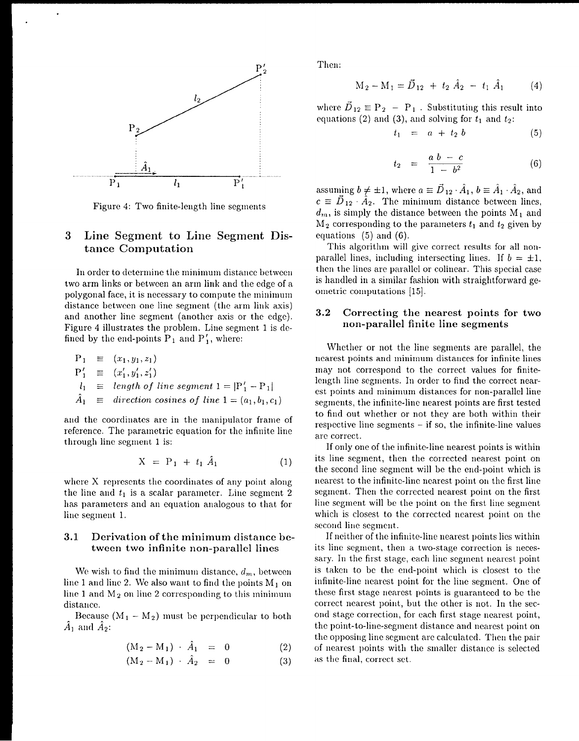Figure 4: Two finite-length line segments

## 3 Line Segment to Line Segment Distance Computation

In order to determine the minimum distance between two arm links or between an arm link and the edge of a polygonal face, it is necessary to compute the minimum distance between one line segment (the arm link axis) and another line segment (another axis or the edge). Figure 4 illustrates the problem. Line segment 1 is defined by the end-points $P_1$ and $P'_1$, where:

$$P_1 \equiv (x_1, y_1, z_1)$$
$$P'_1 \equiv (x'_1, y'_1, z'_1)$$
$$l_1 \equiv \textit{length of line segment } 1 = |P'_1 - P_1|$$
$$\hat{A}_1 \equiv \textit{direction cosines of line } 1 = (a_1, b_1, c_1)$$

and the coordinates are in the manipulator frame of reference. The parametric equation for the infinite line through line segment 1 is:

$$X = P_1 + t_1 \hat{A}_1 \qquad (1)$$

where X represents the coordinates of any point along the line and $t_1$ is a scalar parameter. Line segment 2 has parameters and an equation analogous to that for line segment 1.

### 3.1 Derivation of the minimum distance between two infinite non-parallel lines

We wish to find the minimum distance, $d_m$, between line 1 and line 2. We also want to find the points $M_1$ on line 1 and $M_2$ on line 2 corresponding to this minimum distance.

Because $(M_1 - M_2)$ must be perpendicular to both $\hat{A}_1$ and $\hat{A}_2$:

$$(M_2 - M_1) \cdot \hat{A}_1 = 0 \qquad (2)$$
$$(M_2 - M_1) \cdot \hat{A}_2 = 0 \qquad (3)$$

Then:

$$M_2 - M_1 = \vec{D}_{12} + t_2 \hat{A}_2 - t_1 \hat{A}_1 \qquad (4)$$

where $\vec{D}_{12} \equiv P_2 - P_1$. Substituting this result into equations (2) and (3), and solving for $t_1$ and $t_2$:

$$t_1 = a + t_2 b \qquad (5)$$

$$t_2 = \frac{a b - c}{1 - b^2} \qquad (6)$$

assuming $b \neq \pm 1$, where $a \equiv \vec{D}_{12} \cdot \hat{A}_1$, $b \equiv \hat{A}_1 \cdot \hat{A}_2$, and $c \equiv \vec{D}_{12} \cdot \hat{A}_2$. The minimum distance between lines, $d_m$, is simply the distance between the points $M_1$ and $M_2$ corresponding to the parameters $t_1$ and $t_2$ given by equations (5) and (6).

This algorithm will give correct results for all non-parallel lines, including intersecting lines. If $b = \pm 1$, then the lines are parallel or colinear. This special case is handled in a similar fashion with straightforward geometric computations [15].

### 3.2 Correcting the nearest points for two non-parallel finite line segments

Whether or not the line segments are parallel, the nearest points and minimum distances for infinite lines may not correspond to the correct values for finite-length line segments. In order to find the correct nearest points and minimum distances for non-parallel line segments, the infinite-line nearest points are first tested to find out whether or not they are both within their respective line segments – if so, the infinite-line values are correct.

If only one of the infinite-line nearest points is within its line segment, then the corrected nearest point on the second line segment will be the end-point which is nearest to the infinite-line nearest point on the first line segment. Then the corrected nearest point on the first line segment will be the point on the first line segment which is closest to the corrected nearest point on the second line segment.

If neither of the infinite-line nearest points lies within its line segment, then a two-stage correction is necessary. In the first stage, each line segment nearest point is taken to be the end-point which is closest to the infinite-line nearest point for the line segment. One of these first stage nearest points is guaranteed to be the correct nearest point, but the other is not. In the second stage correction, for each first stage nearest point, the point-to-line-segment distance and nearest point on the opposing line segment are calculated. Then the pair of nearest points with the smaller distance is selected as the final, correct set.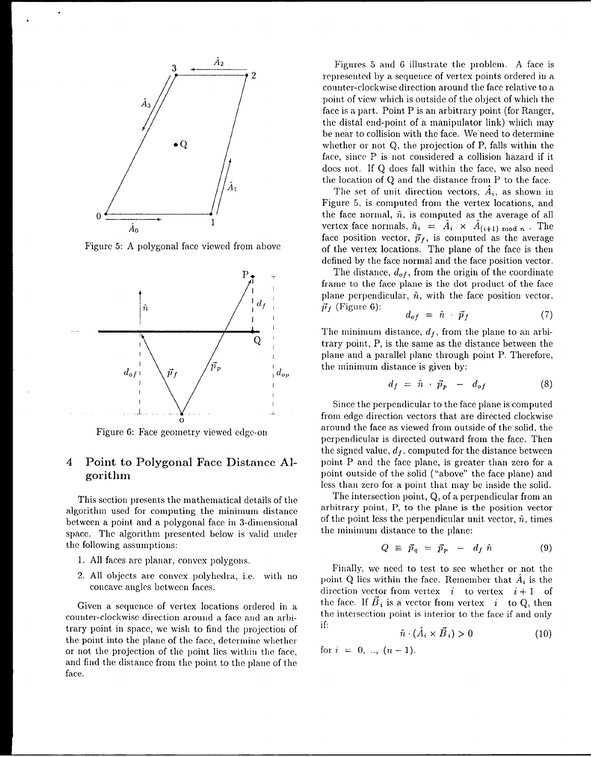Figure 5: A polygonal face viewed from above

Figure 6: Face geometry viewed edge-on

## 4 Point to Polygonal Face Distance Algorithm

This section presents the mathematical details of the algorithm used for computing the minimum distance between a point and a polygonal face in 3-dimensional space. The algorithm presented below is valid under the following assumptions:

1. All faces are planar, convex polygons.
2. All objects are convex polyhedra, i.e. with no concave angles between faces.

Given a sequence of vertex locations ordered in a counter-clockwise direction around a face and an arbitrary point in space, we wish to find the projection of the point into the plane of the face, determine whether or not the projection of the point lies within the face, and find the distance from the point to the plane of the face.

Figures 5 and 6 illustrate the problem. A face is represented by a sequence of vertex points ordered in a counter-clockwise direction around the face relative to a point of view which is outside of the object of which the face is a part. Point P is an arbitrary point (for Ranger, the distal end-point of a manipulator link) which may be near to collision with the face. We need to determine whether or not Q, the projection of P, falls within the face, since P is not considered a collision hazard if it does not. If Q does fall within the face, we also need the location of Q and the distance from P to the face.

The set of unit direction vectors, $\hat{A}_i$, as shown in Figure 5, is computed from the vertex locations, and the face normal, $\hat{n}$, is computed as the average of all vertex face normals, $\hat{n}_i = \hat{A}_i \times \hat{A}_{(i+1) \bmod n}$. The face position vector, $\vec{p}_f$, is computed as the average of the vertex locations. The plane of the face is then defined by the face normal and the face position vector.

The distance, $d_{of}$, from the origin of the coordinate frame to the face plane is the dot product of the face plane perpendicular, $\hat{n}$, with the face position vector, $\vec{p}_f$ (Figure 6):

$$d_{of} = \hat{n} \cdot \vec{p}_f \tag{7}$$

The minimum distance, $d_f$, from the plane to an arbitrary point, P, is the same as the distance between the plane and a parallel plane through point P. Therefore, the minimum distance is given by:

$$d_f = \hat{n} \cdot \vec{p}_p - d_{of} \tag{8}$$

Since the perpendicular to the face plane is computed from edge direction vectors that are directed clockwise around the face as viewed from outside of the solid, the perpendicular is directed outward from the face. Then the signed value, $d_f$, computed for the distance between point P and the face plane, is greater than zero for a point outside of the solid ("above" the face plane) and less than zero for a point that may be inside the solid.

The intersection point, Q, of a perpendicular from an arbitrary point, P, to the plane is the position vector of the point less the perpendicular unit vector, $\hat{n}$, times the minimum distance to the plane:

$$Q \equiv \vec{p}_q = \vec{p}_p - d_f \, \hat{n} \tag{9}$$

Finally, we need to test to see whether or not the point Q lies within the face. Remember that $\hat{A}_i$ is the direction vector from vertex $i$ to vertex $i+1$ of the face. If $\vec{B}_i$ is a vector from vertex $i$ to Q, then the intersection point is interior to the face if and only if:

$$\hat{n} \cdot (\hat{A}_i \times \vec{B}_i) > 0 \tag{10}$$

for $i = 0, .., (n-1)$.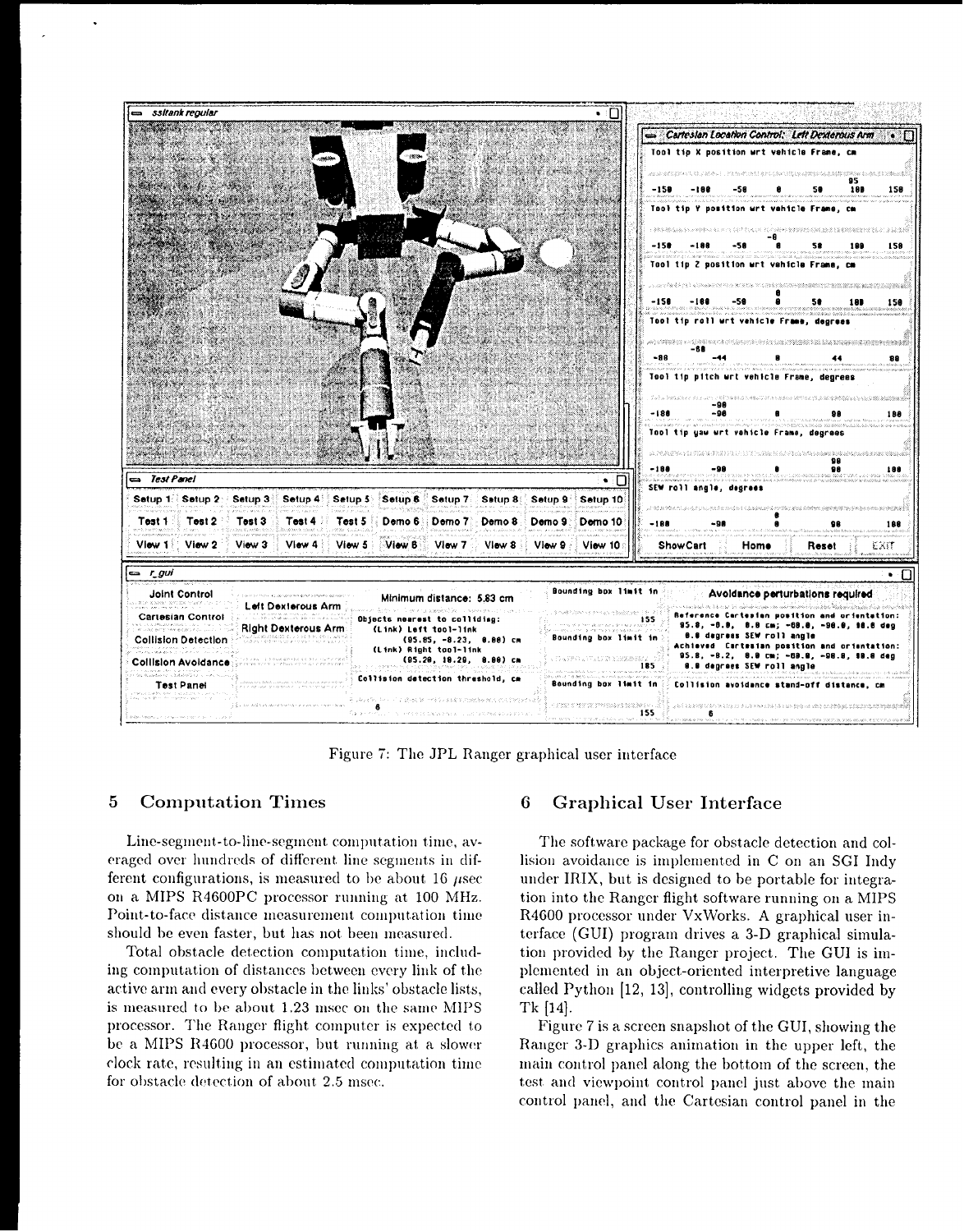Figure 7: The JPL Ranger graphical user interface

## 5 Computation Times

Line-segment-to-line-segment computation time, averaged over hundreds of different line segments in different configurations, is measured to be about 16 $\mu$sec on a MIPS R4600PC processor running at 100 MHz. Point-to-face distance measurement computation time should be even faster, but has not been measured.

Total obstacle detection computation time, including computation of distances between every link of the active arm and every obstacle in the links' obstacle lists, is measured to be about 1.23 msec on the same MIPS processor. The Ranger flight computer is expected to be a MIPS R4600 processor, but running at a slower clock rate, resulting in an estimated computation time for obstacle detection of about 2.5 msec.

## 6 Graphical User Interface

The software package for obstacle detection and collision avoidance is implemented in C on an SGI Indy under IRIX, but is designed to be portable for integration into the Ranger flight software running on a MIPS R4600 processor under VxWorks. A graphical user interface (GUI) program drives a 3-D graphical simulation provided by the Ranger project. The GUI is implemented in an object-oriented interpretive language called Python [12, 13], controlling widgets provided by Tk [14].

Figure 7 is a screen snapshot of the GUI, showing the Ranger 3-D graphics animation in the upper left, the main control panel along the bottom of the screen, the test and viewpoint control panel just above the main control panel, and the Cartesian control panel in the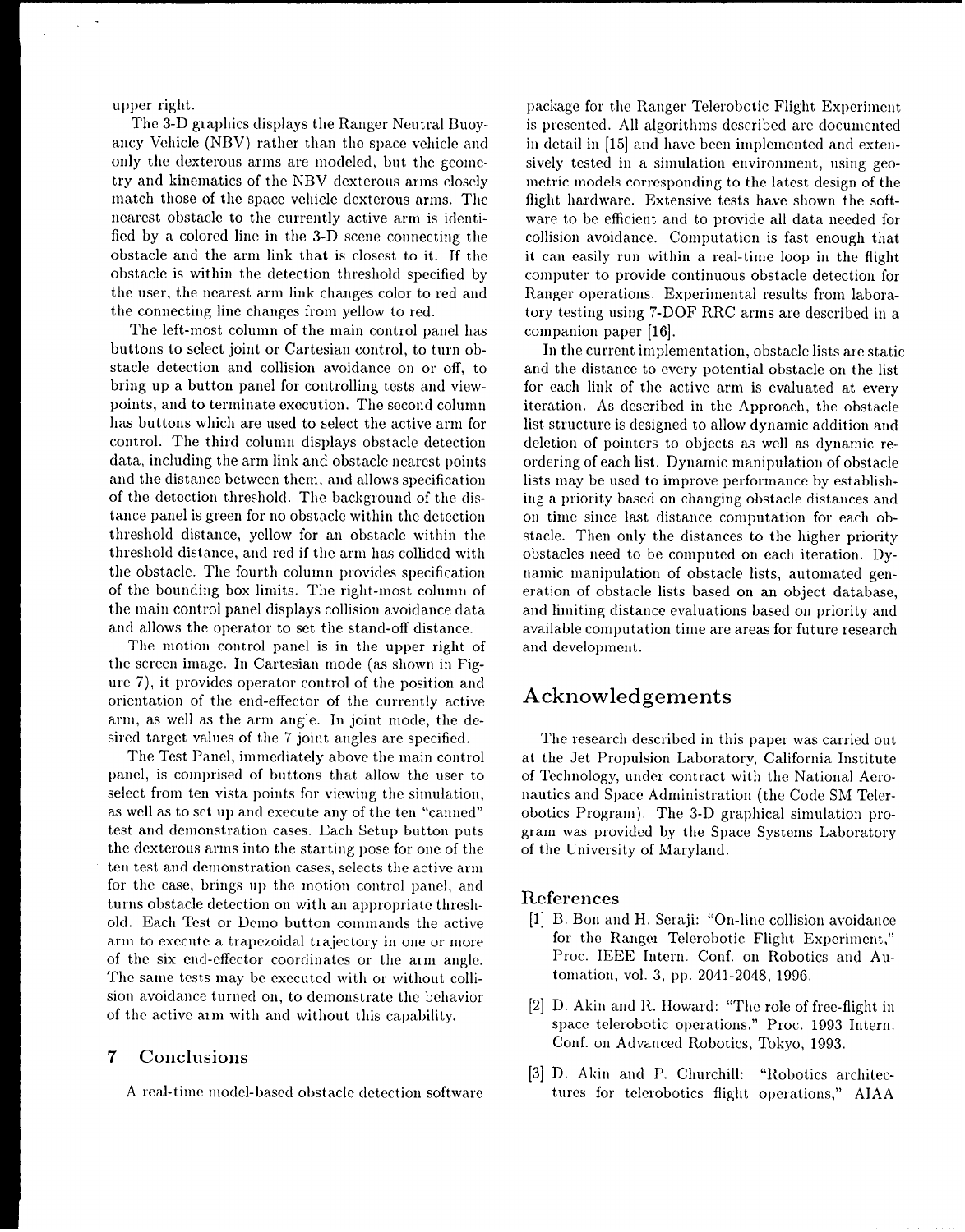upper right.

The 3-D graphics displays the Ranger Neutral Buoyancy Vehicle (NBV) rather than the space vehicle and only the dexterous arms are modeled, but the geometry and kinematics of the NBV dexterous arms closely match those of the space vehicle dexterous arms. The nearest obstacle to the currently active arm is identified by a colored line in the 3-D scene connecting the obstacle and the arm link that is closest to it. If the obstacle is within the detection threshold specified by the user, the nearest arm link changes color to red and the connecting line changes from yellow to red.

The left-most column of the main control panel has buttons to select joint or Cartesian control, to turn obstacle detection and collision avoidance on or off, to bring up a button panel for controlling tests and viewpoints, and to terminate execution. The second column has buttons which are used to select the active arm for control. The third column displays obstacle detection data, including the arm link and obstacle nearest points and the distance between them, and allows specification of the detection threshold. The background of the distance panel is green for no obstacle within the detection threshold distance, yellow for an obstacle within the threshold distance, and red if the arm has collided with the obstacle. The fourth column provides specification of the bounding box limits. The right-most column of the main control panel displays collision avoidance data and allows the operator to set the stand-off distance.

The motion control panel is in the upper right of the screen image. In Cartesian mode (as shown in Figure 7), it provides operator control of the position and orientation of the end-effector of the currently active arm, as well as the arm angle. In joint mode, the desired target values of the 7 joint angles are specified.

The Test Panel, immediately above the main control panel, is comprised of buttons that allow the user to select from ten vista points for viewing the simulation, as well as to set up and execute any of the ten "canned" test and demonstration cases. Each Setup button puts the dexterous arms into the starting pose for one of the ten test and demonstration cases, selects the active arm for the case, brings up the motion control panel, and turns obstacle detection on with an appropriate threshold. Each Test or Demo button commands the active arm to execute a trapezoidal trajectory in one or more of the six end-effector coordinates or the arm angle. The same tests may be executed with or without collision avoidance turned on, to demonstrate the behavior of the active arm with and without this capability.

## 7 Conclusions

A real-time model-based obstacle detection software package for the Ranger Telerobotic Flight Experiment is presented. All algorithms described are documented in detail in [15] and have been implemented and extensively tested in a simulation environment, using geometric models corresponding to the latest design of the flight hardware. Extensive tests have shown the software to be efficient and to provide all data needed for collision avoidance. Computation is fast enough that it can easily run within a real-time loop in the flight computer to provide continuous obstacle detection for Ranger operations. Experimental results from laboratory testing using 7-DOF RRC arms are described in a companion paper [16].

In the current implementation, obstacle lists are static and the distance to every potential obstacle on the list for each link of the active arm is evaluated at every iteration. As described in the Approach, the obstacle list structure is designed to allow dynamic addition and deletion of pointers to objects as well as dynamic reordering of each list. Dynamic manipulation of obstacle lists may be used to improve performance by establishing a priority based on changing obstacle distances and on time since last distance computation for each obstacle. Then only the distances to the higher priority obstacles need to be computed on each iteration. Dynamic manipulation of obstacle lists, automated generation of obstacle lists based on an object database, and limiting distance evaluations based on priority and available computation time are areas for future research and development.

## Acknowledgements

The research described in this paper was carried out at the Jet Propulsion Laboratory, California Institute of Technology, under contract with the National Aeronautics and Space Administration (the Code SM Telerobotics Program). The 3-D graphical simulation program was provided by the Space Systems Laboratory of the University of Maryland.

### References

[1] B. Bon and H. Seraji: "On-line collision avoidance for the Ranger Telerobotic Flight Experiment," Proc. IEEE Intern. Conf. on Robotics and Automation, vol. 3, pp. 2041-2048, 1996.

[2] D. Akin and R. Howard: "The role of free-flight in space telerobotic operations," Proc. 1993 Intern. Conf. on Advanced Robotics, Tokyo, 1993.

[3] D. Akin and P. Churchill: "Robotics architectures for telerobotics flight operations," AIAA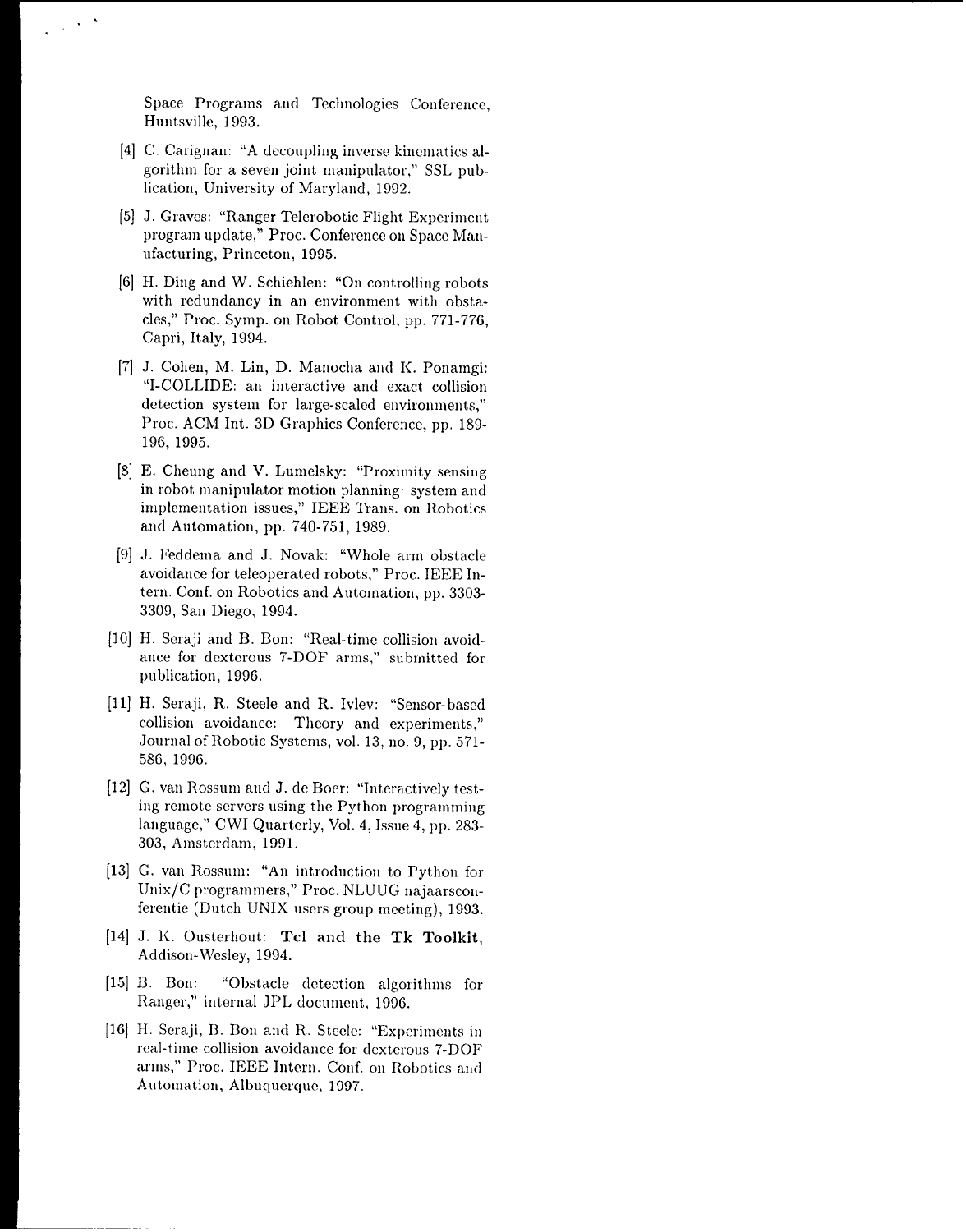Space Programs and Technologies Conference, Huntsville, 1993.

[4] C. Carignan: "A decoupling inverse kinematics algorithm for a seven joint manipulator," SSL publication, University of Maryland, 1992.

[5] J. Graves: "Ranger Telerobotic Flight Experiment program update," Proc. Conference on Space Manufacturing, Princeton, 1995.

[6] H. Ding and W. Schiehlen: "On controlling robots with redundancy in an environment with obstacles," Proc. Symp. on Robot Control, pp. 771-776, Capri, Italy, 1994.

[7] J. Cohen, M. Lin, D. Manocha and K. Ponamgi: "I-COLLIDE: an interactive and exact collision detection system for large-scaled environments," Proc. ACM Int. 3D Graphics Conference, pp. 189-196, 1995.

[8] E. Cheung and V. Lumelsky: "Proximity sensing in robot manipulator motion planning: system and implementation issues," IEEE Trans. on Robotics and Automation, pp. 740-751, 1989.

[9] J. Feddema and J. Novak: "Whole arm obstacle avoidance for teleoperated robots," Proc. IEEE Intern. Conf. on Robotics and Automation, pp. 3303-3309, San Diego, 1994.

[10] H. Seraji and B. Bon: "Real-time collision avoidance for dexterous 7-DOF arms," submitted for publication, 1996.

[11] H. Seraji, R. Steele and R. Ivlev: "Sensor-based collision avoidance: Theory and experiments," Journal of Robotic Systems, vol. 13, no. 9, pp. 571-586, 1996.

[12] G. van Rossum and J. de Boer: "Interactively testing remote servers using the Python programming language," CWI Quarterly, Vol. 4, Issue 4, pp. 283-303, Amsterdam, 1991.

[13] G. van Rossum: "An introduction to Python for Unix/C programmers," Proc. NLUUG najaarsconferentie (Dutch UNIX users group meeting), 1993.

[14] J. K. Ousterhout: **Tcl and the Tk Toolkit**, Addison-Wesley, 1994.

[15] B. Bon: "Obstacle detection algorithms for Ranger," internal JPL document, 1996.

[16] H. Seraji, B. Bon and R. Steele: "Experiments in real-time collision avoidance for dexterous 7-DOF arms," Proc. IEEE Intern. Conf. on Robotics and Automation, Albuquerque, 1997.